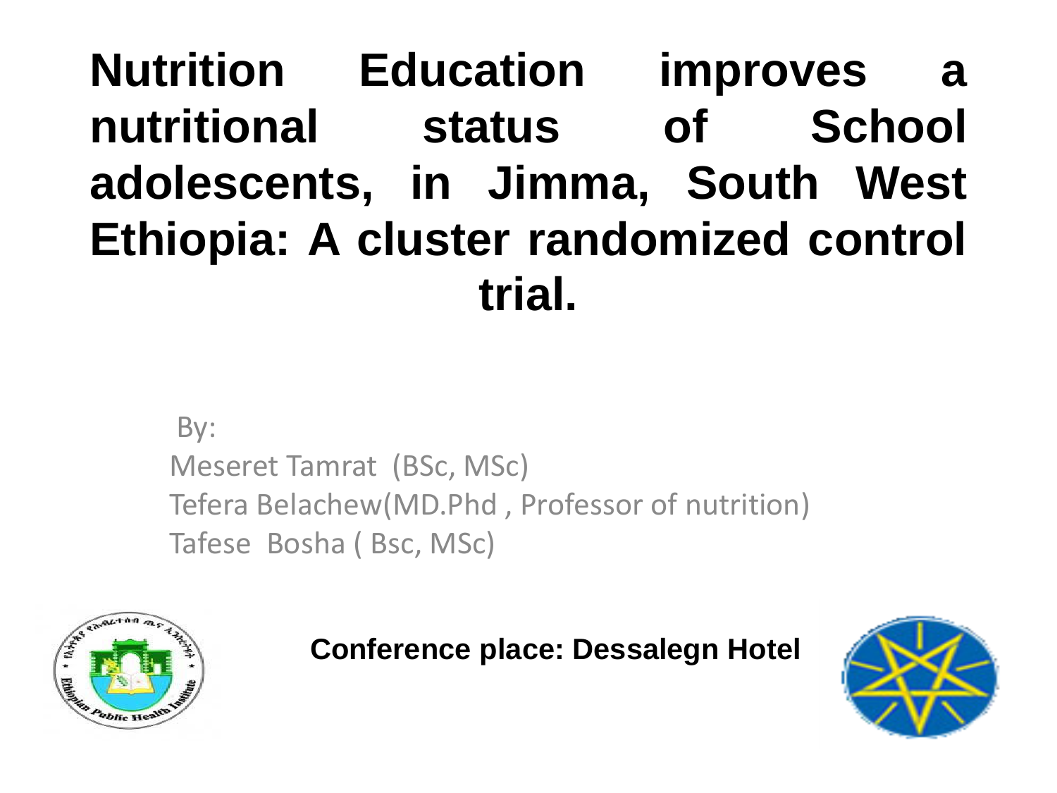# Nutrition Education improves a nutritional status of School adolescents, in Jimma, South West Ethiopia: A cluster randomized control trial.

By:
Meseret Tamrat (BSc, MSc)
Tefera Belachew(MD.Phd , Professor of nutrition)
Tafese Bosha ( Bsc, MSc)

**Conference place: Dessalegn Hotel**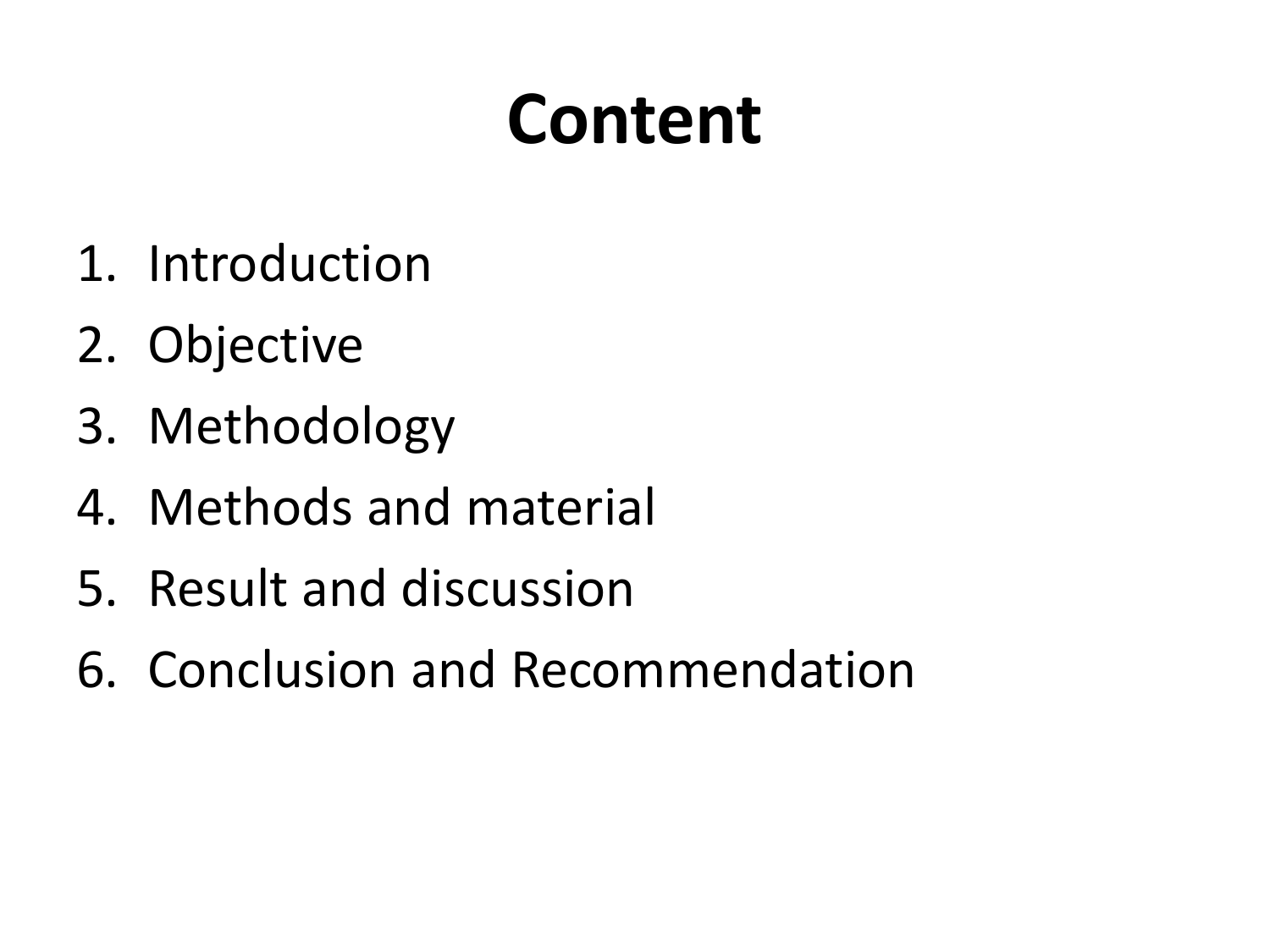# Content

1. Introduction
2. Objective
3. Methodology
4. Methods and material
5. Result and discussion
6. Conclusion and Recommendation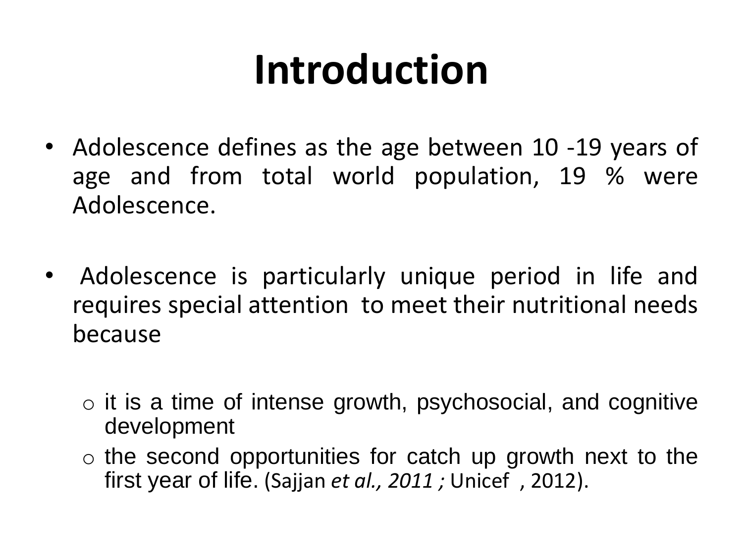# Introduction

- Adolescence defines as the age between 10 -19 years of age and from total world population, 19 % were Adolescence.

- Adolescence is particularly unique period in life and requires special attention to meet their nutritional needs because

  - it is a time of intense growth, psychosocial, and cognitive development
  - the second opportunities for catch up growth next to the first year of life. (Sajjan *et al., 2011 ;* Unicef , 2012).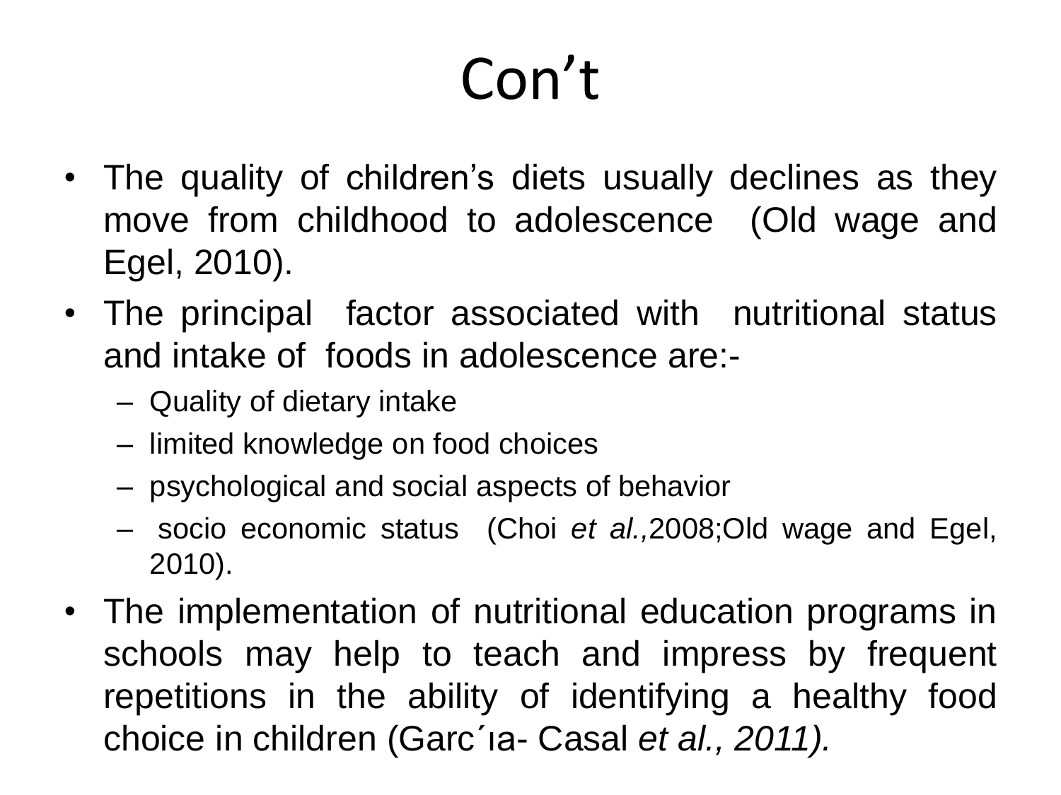# Con't

- The quality of children's diets usually declines as they move from childhood to adolescence (Old wage and Egel, 2010).
- The principal factor associated with nutritional status and intake of foods in adolescence are:-
  - Quality of dietary intake
  - limited knowledge on food choices
  - psychological and social aspects of behavior
  - socio economic status (Choi *et al.,*2008;Old wage and Egel, 2010).
- The implementation of nutritional education programs in schools may help to teach and impress by frequent repetitions in the ability of identifying a healthy food choice in children (Garc´ıa- Casal *et al., 2011).*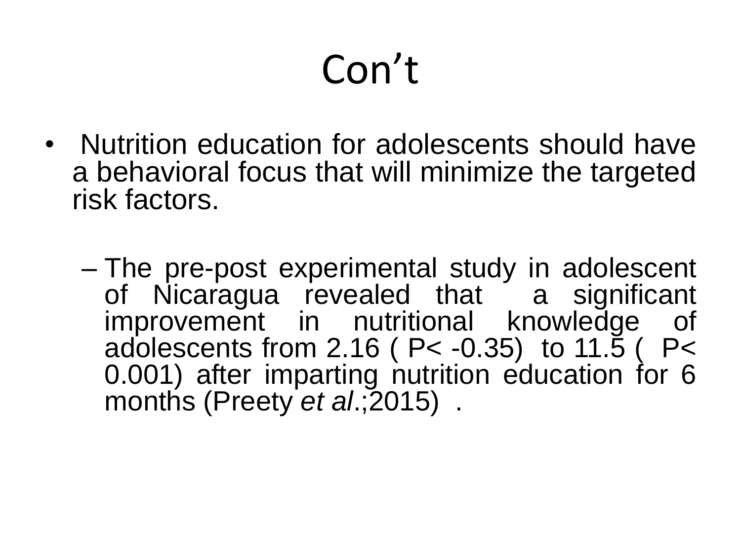# Con't

- Nutrition education for adolescents should have a behavioral focus that will minimize the targeted risk factors.
  - The pre-post experimental study in adolescent of Nicaragua revealed that a significant improvement in nutritional knowledge of adolescents from 2.16 ( $P< -0.35$) to 11.5 ( $P< 0.001$) after imparting nutrition education for 6 months (Preety *et al*.;2015) .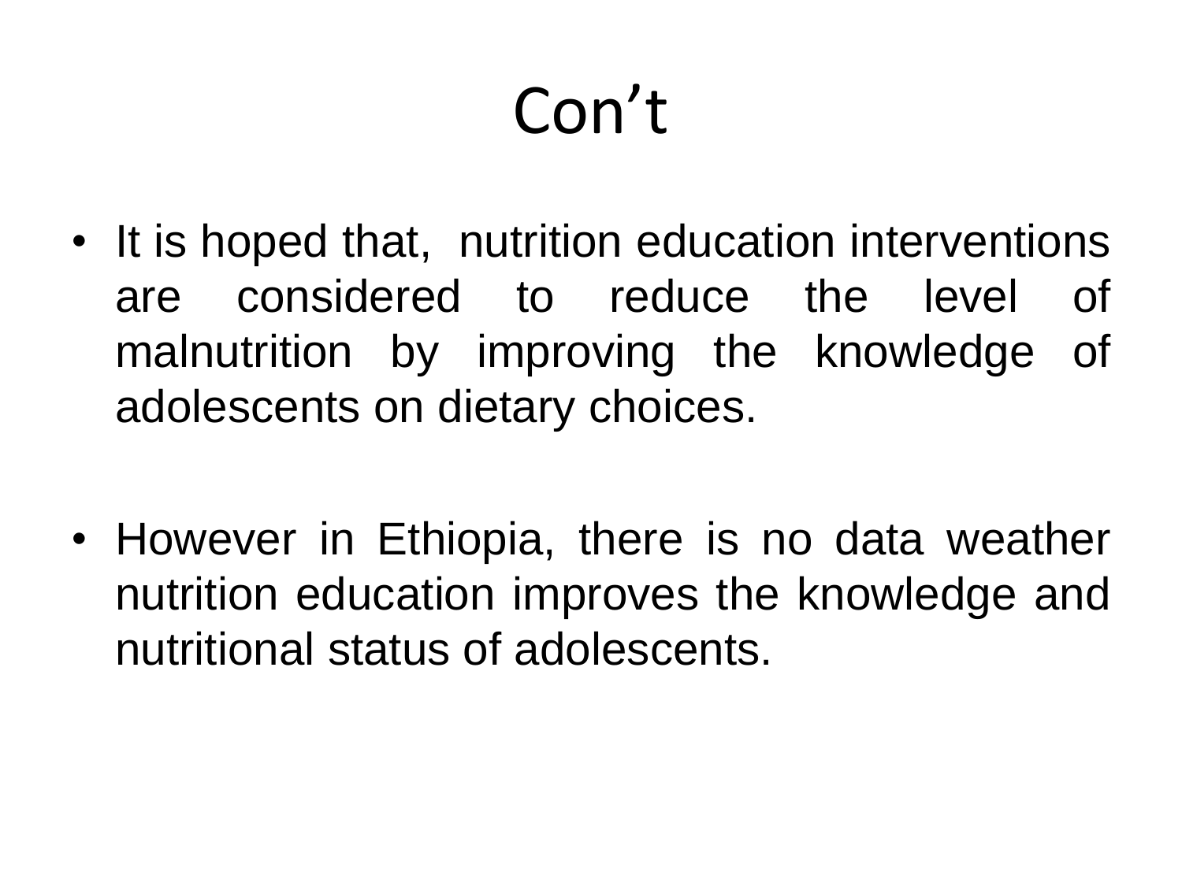# Con’t

- It is hoped that, nutrition education interventions are considered to reduce the level of malnutrition by improving the knowledge of adolescents on dietary choices.

- However in Ethiopia, there is no data weather nutrition education improves the knowledge and nutritional status of adolescents.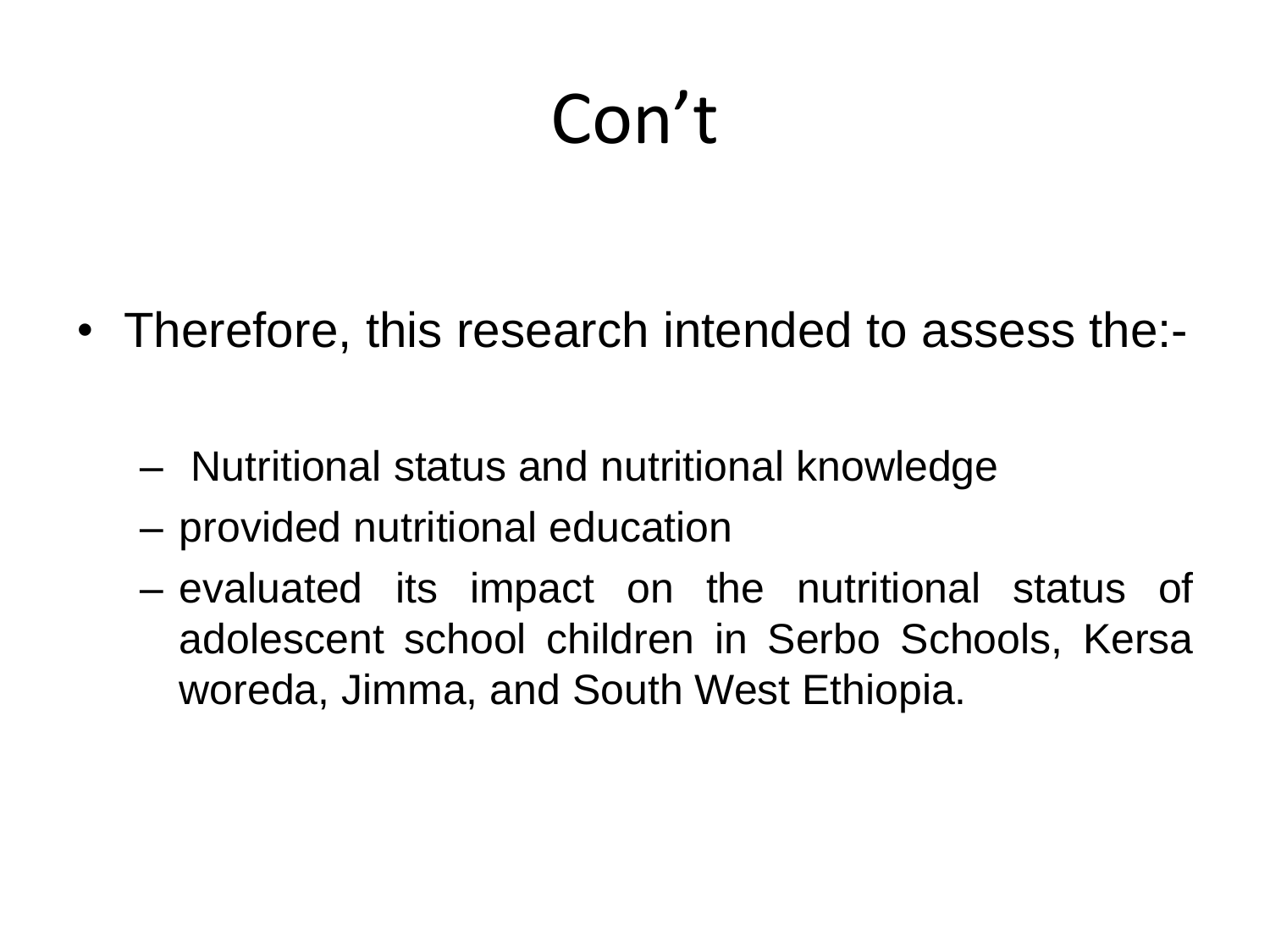# Con't

- Therefore, this research intended to assess the:-
  - Nutritional status and nutritional knowledge
  - provided nutritional education
  - evaluated its impact on the nutritional status of adolescent school children in Serbo Schools, Kersa woreda, Jimma, and South West Ethiopia.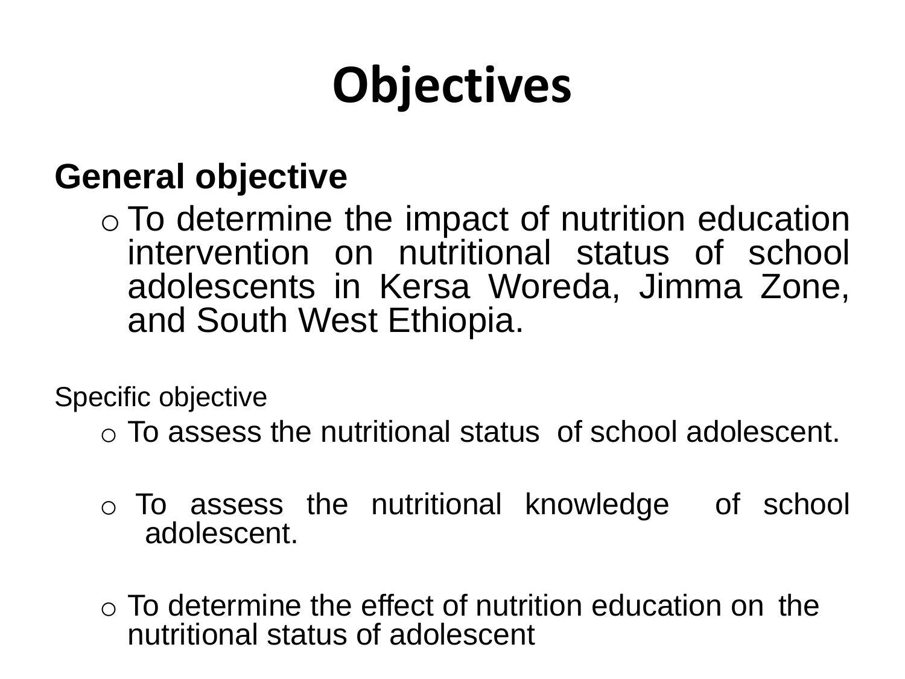# Objectives

**General objective**

- To determine the impact of nutrition education intervention on nutritional status of school adolescents in Kersa Woreda, Jimma Zone, and South West Ethiopia.

Specific objective

- To assess the nutritional status of school adolescent.
- To assess the nutritional knowledge of school adolescent.
- To determine the effect of nutrition education on the nutritional status of adolescent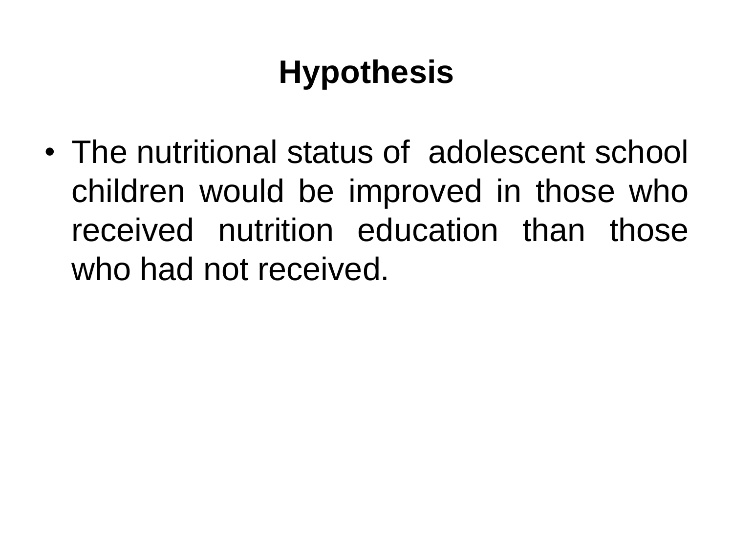# Hypothesis

- The nutritional status of adolescent school children would be improved in those who received nutrition education than those who had not received.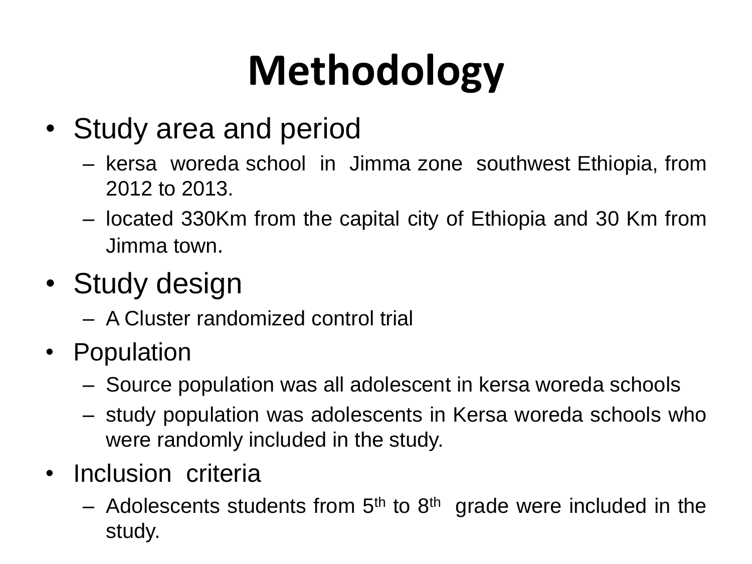# Methodology

- Study area and period
  - kersa woreda school in Jimma zone southwest Ethiopia, from 2012 to 2013.
  - located 330Km from the capital city of Ethiopia and 30 Km from Jimma town.
- Study design
  - A Cluster randomized control trial
- Population
  - Source population was all adolescent in kersa woreda schools
  - study population was adolescents in Kersa woreda schools who were randomly included in the study.
- Inclusion criteria
  - Adolescents students from 5th to 8th grade were included in the study.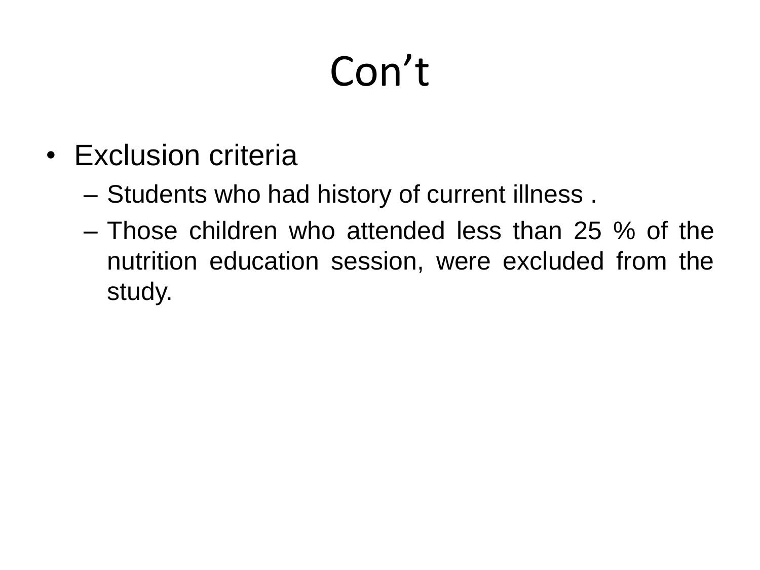# Con't

- Exclusion criteria
  - Students who had history of current illness .
  - Those children who attended less than 25 % of the nutrition education session, were excluded from the study.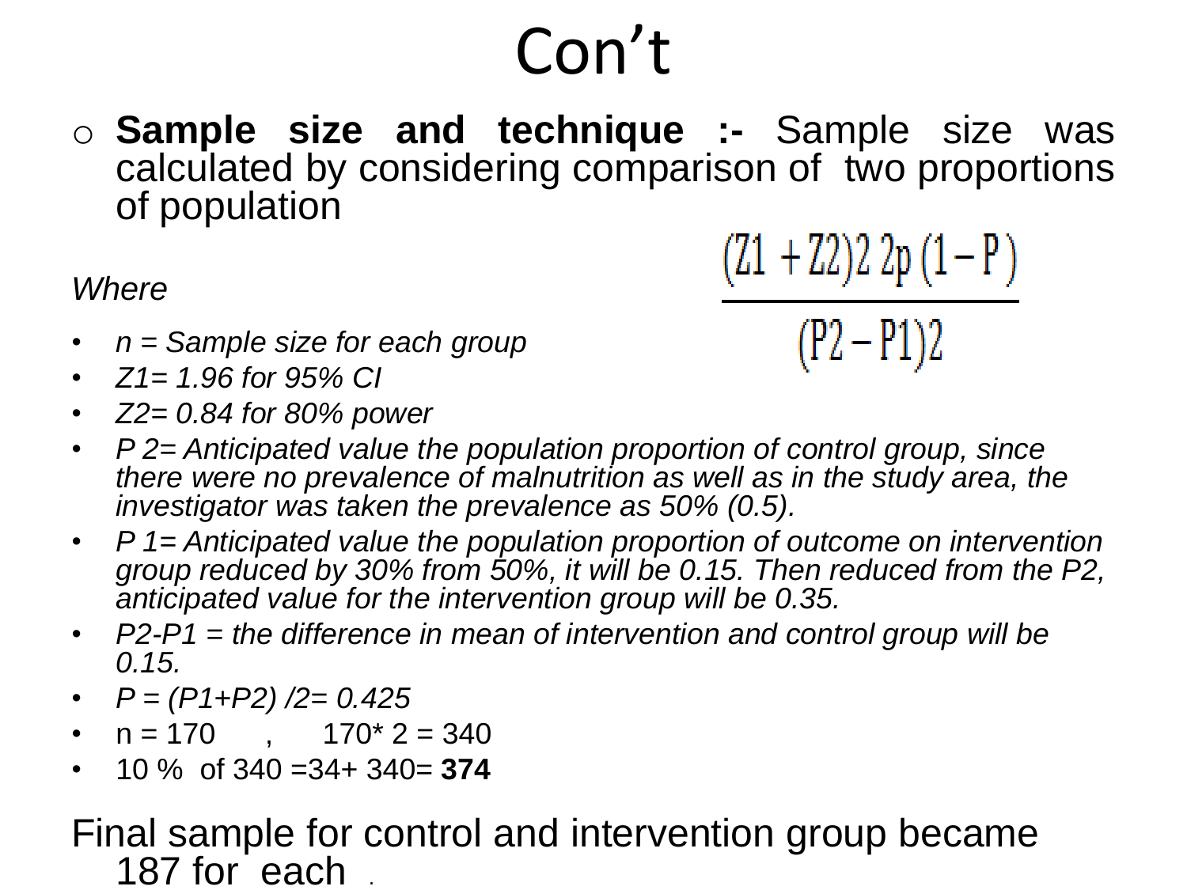# Con't

- **Sample size and technique :-** Sample size was calculated by considering comparison of two proportions of population

$$\frac{(Z1 + Z2)2\ 2p\ (1 - P)}{(P2 - P1)2}$$

*Where*

- *n = Sample size for each group*
- *Z1= 1.96 for 95% CI*
- *Z2= 0.84 for 80% power*
- *P 2= Anticipated value the population proportion of control group, since there were no prevalence of malnutrition as well as in the study area, the investigator was taken the prevalence as 50% (0.5).*
- *P 1= Anticipated value the population proportion of outcome on intervention group reduced by 30% from 50%, it will be 0.15. Then reduced from the P2, anticipated value for the intervention group will be 0.35.*
- *P2-P1 = the difference in mean of intervention and control group will be 0.15.*
- *P = (P1+P2) /2= 0.425*
- n = 170 , 170* 2 = 340
- 10 % of 340 =34+ 340= **374**

Final sample for control and intervention group became 187 for each .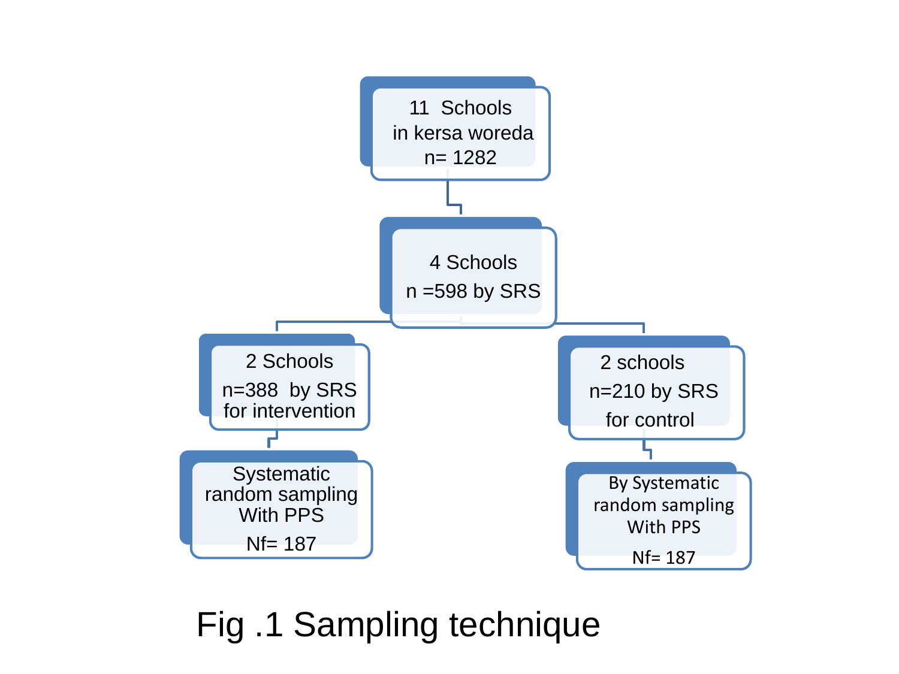11 Schools in kersa woreda n= 1282

4 Schools n =598 by SRS

2 Schools n=388 by SRS for intervention

2 schools n=210 by SRS for control

Systematic random sampling With PPS Nf= 187

By Systematic random sampling With PPS Nf= 187

Fig .1 Sampling technique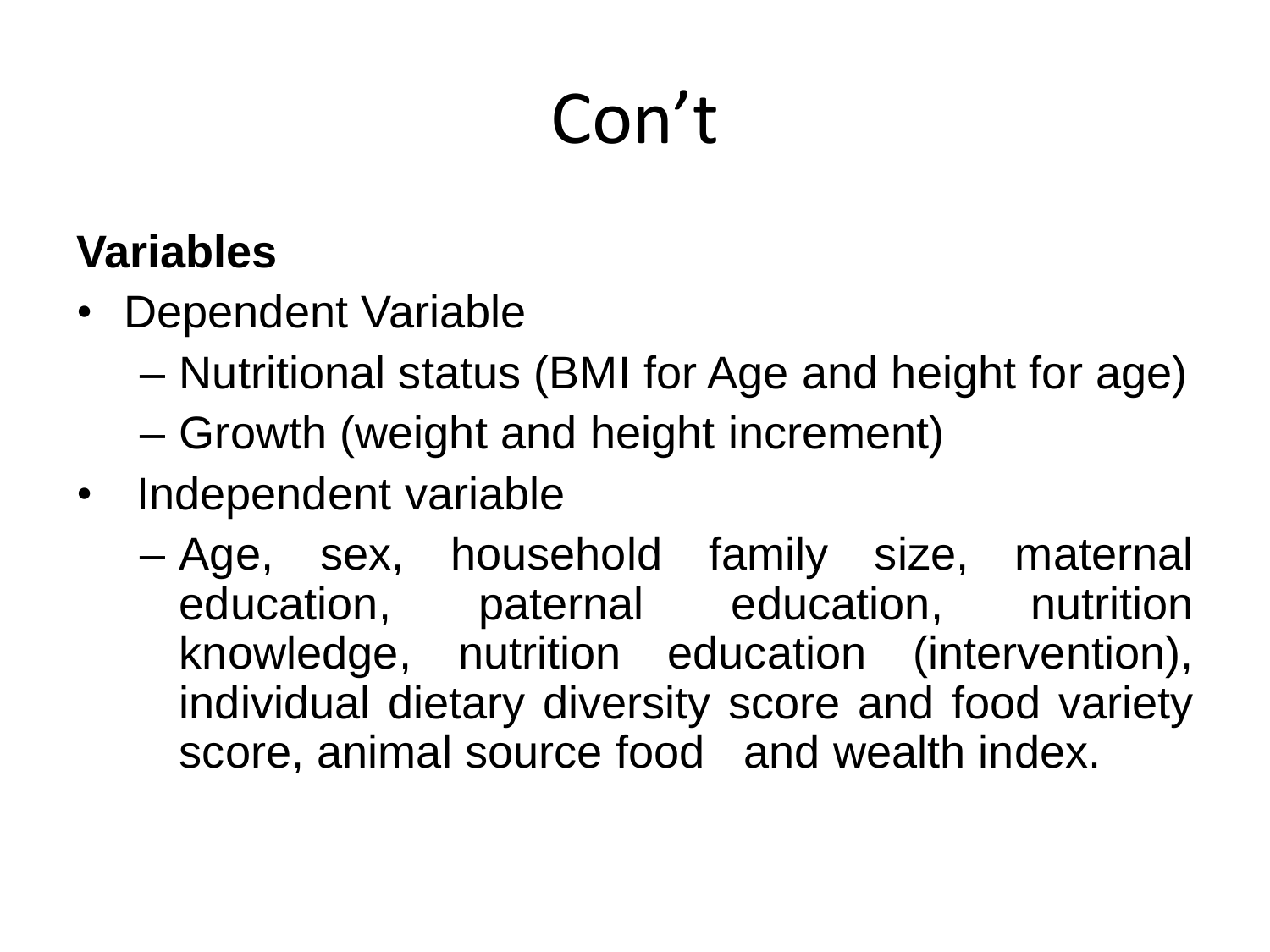# Con't

**Variables**

- Dependent Variable
  - Nutritional status (BMI for Age and height for age)
  - Growth (weight and height increment)
- Independent variable
  - Age, sex, household family size, maternal education, paternal education, nutrition knowledge, nutrition education (intervention), individual dietary diversity score and food variety score, animal source food and wealth index.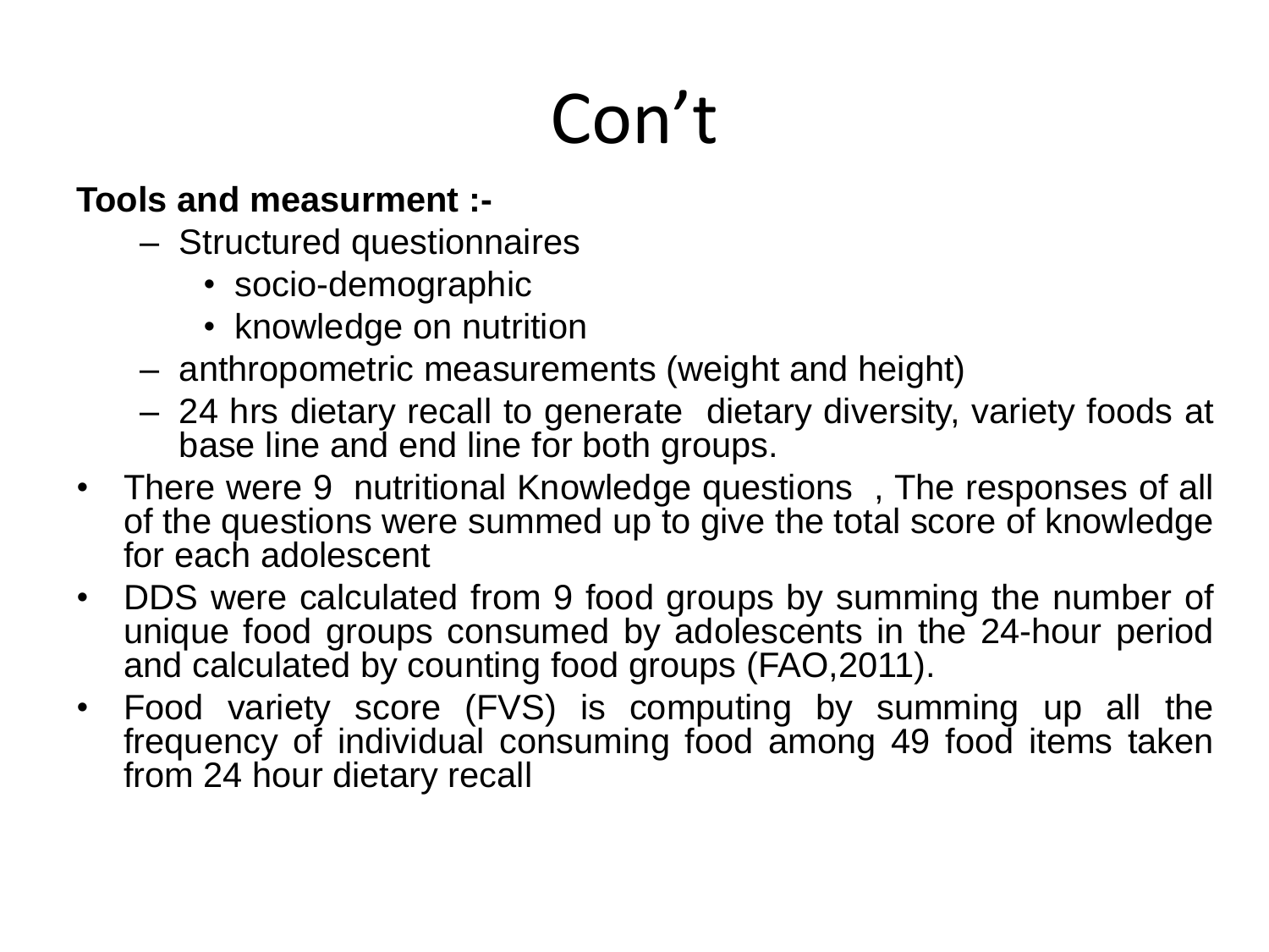# Con't

**Tools and measurment :-**

- Structured questionnaires
  - socio-demographic
  - knowledge on nutrition
- anthropometric measurements (weight and height)
- 24 hrs dietary recall to generate dietary diversity, variety foods at base line and end line for both groups.

- There were 9 nutritional Knowledge questions , The responses of all of the questions were summed up to give the total score of knowledge for each adolescent
- DDS were calculated from 9 food groups by summing the number of unique food groups consumed by adolescents in the 24-hour period and calculated by counting food groups (FAO,2011).
- Food variety score (FVS) is computing by summing up all the frequency of individual consuming food among 49 food items taken from 24 hour dietary recall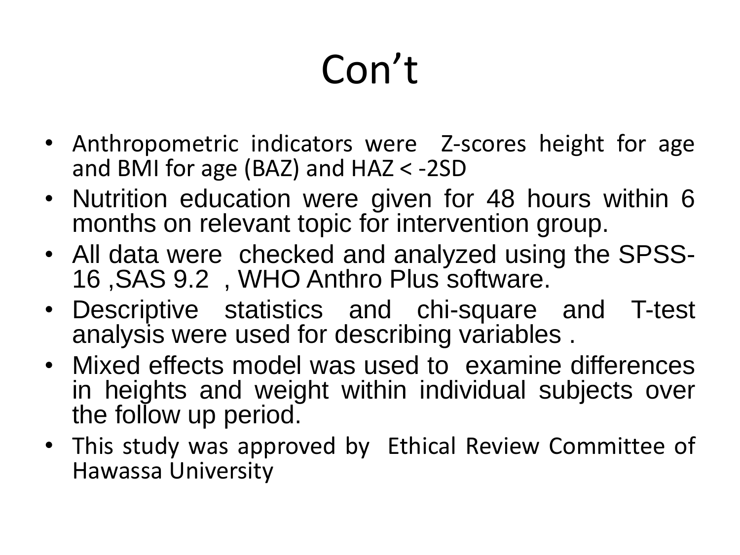# Con't

- Anthropometric indicators were Z-scores height for age and BMI for age (BAZ) and HAZ < -2SD
- Nutrition education were given for 48 hours within 6 months on relevant topic for intervention group.
- All data were checked and analyzed using the SPSS-16 ,SAS 9.2 , WHO Anthro Plus software.
- Descriptive statistics and chi-square and T-test analysis were used for describing variables .
- Mixed effects model was used to examine differences in heights and weight within individual subjects over the follow up period.
- This study was approved by Ethical Review Committee of Hawassa University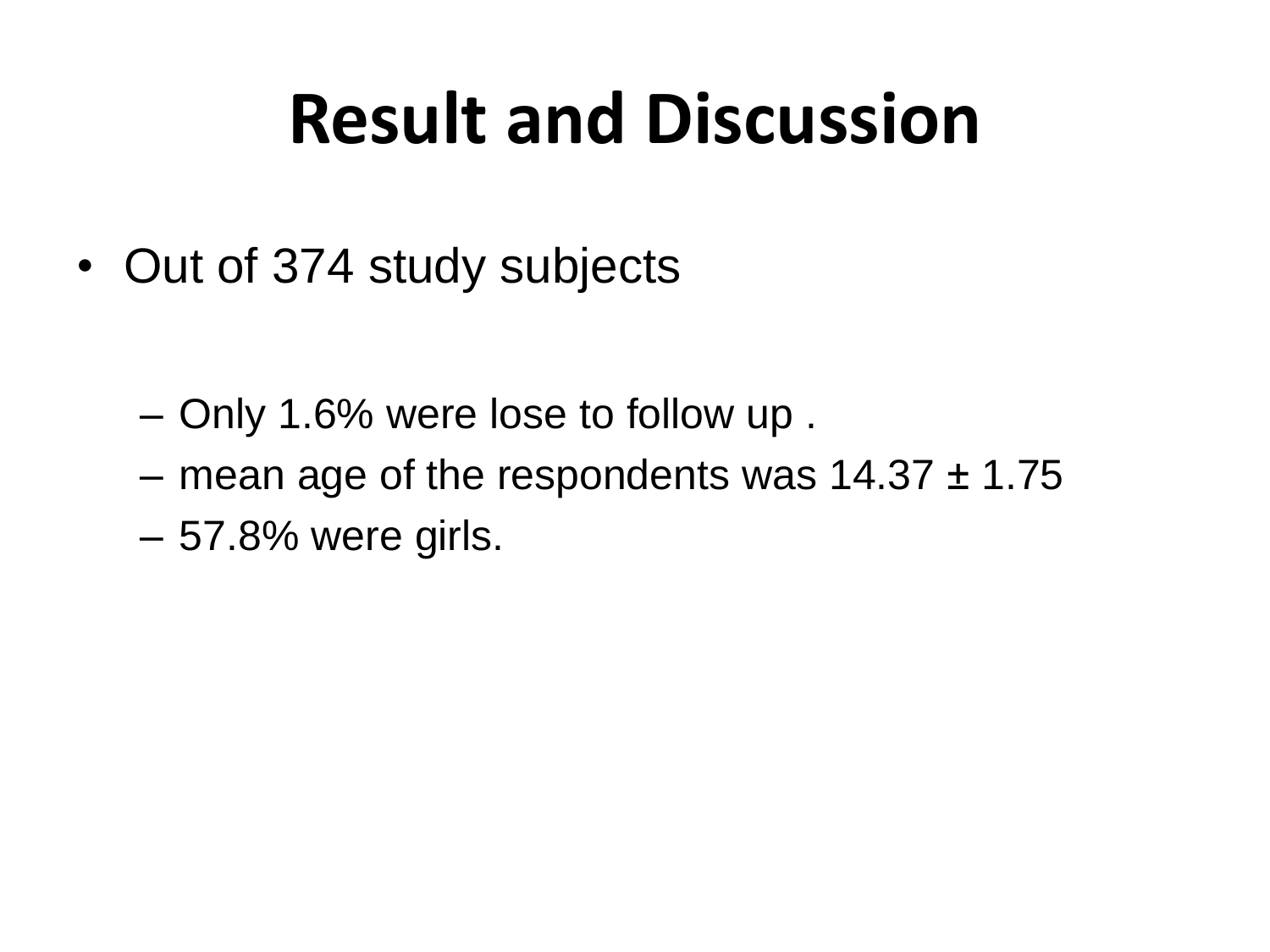# Result and Discussion

- Out of 374 study subjects
  - Only 1.6% were lose to follow up .
  - mean age of the respondents was 14.37 ± 1.75
  - 57.8% were girls.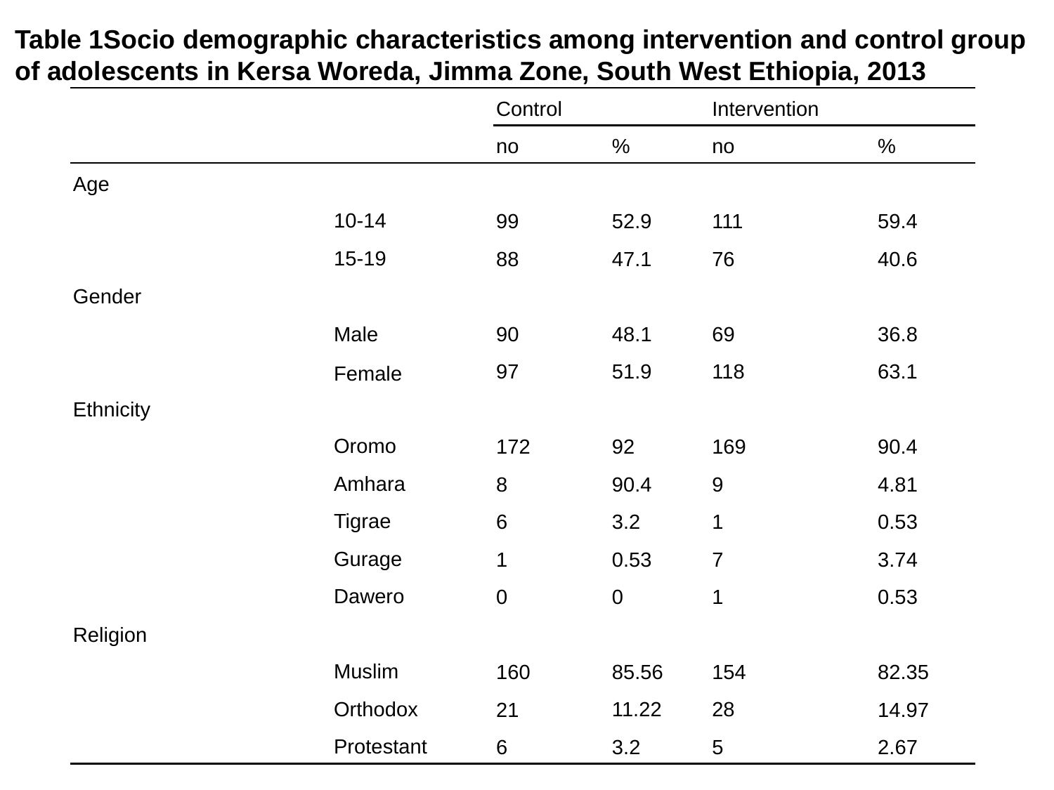**Table 1Socio demographic characteristics among intervention and control group of adolescents in Kersa Woreda, Jimma Zone, South West Ethiopia, 2013**

| | | Control | | Intervention | |
|---|---|---|---|---|---|
| | | no | % | no | % |
| Age | | | | | |
| | 10-14 | 99 | 52.9 | 111 | 59.4 |
| | 15-19 | 88 | 47.1 | 76 | 40.6 |
| Gender | | | | | |
| | Male | 90 | 48.1 | 69 | 36.8 |
| | Female | 97 | 51.9 | 118 | 63.1 |
| Ethnicity | | | | | |
| | Oromo | 172 | 92 | 169 | 90.4 |
| | Amhara | 8 | 90.4 | 9 | 4.81 |
| | Tigrae | 6 | 3.2 | 1 | 0.53 |
| | Gurage | 1 | 0.53 | 7 | 3.74 |
| | Dawero | 0 | 0 | 1 | 0.53 |
| Religion | | | | | |
| | Muslim | 160 | 85.56 | 154 | 82.35 |
| | Orthodox | 21 | 11.22 | 28 | 14.97 |
| | Protestant | 6 | 3.2 | 5 | 2.67 |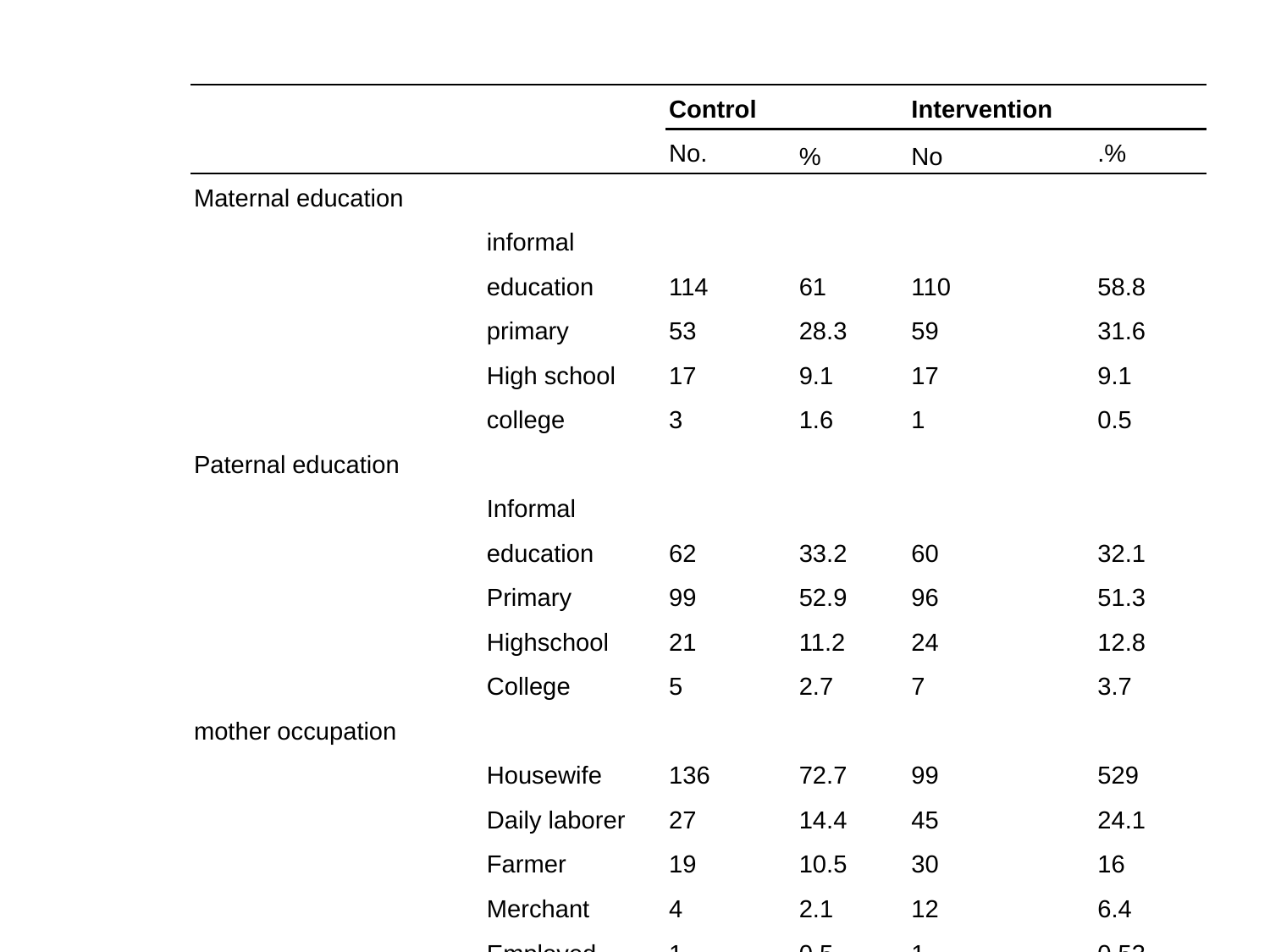| | | Control | | Intervention | |
|---|---|---|---|---|---|
| | | No. | % | No | .% |
| Maternal education | | | | | |
| | informal education | 114 | 61 | 110 | 58.8 |
| | primary | 53 | 28.3 | 59 | 31.6 |
| | High school | 17 | 9.1 | 17 | 9.1 |
| | college | 3 | 1.6 | 1 | 0.5 |
| Paternal education | | | | | |
| | Informal education | 62 | 33.2 | 60 | 32.1 |
| | Primary | 99 | 52.9 | 96 | 51.3 |
| | Highschool | 21 | 11.2 | 24 | 12.8 |
| | College | 5 | 2.7 | 7 | 3.7 |
| mother occupation | | | | | |
| | Housewife | 136 | 72.7 | 99 | 529 |
| | Daily laborer | 27 | 14.4 | 45 | 24.1 |
| | Farmer | 19 | 10.5 | 30 | 16 |
| | Merchant | 4 | 2.1 | 12 | 6.4 |
| | Employed | 1 | 0.5 | 1 | 0.53 |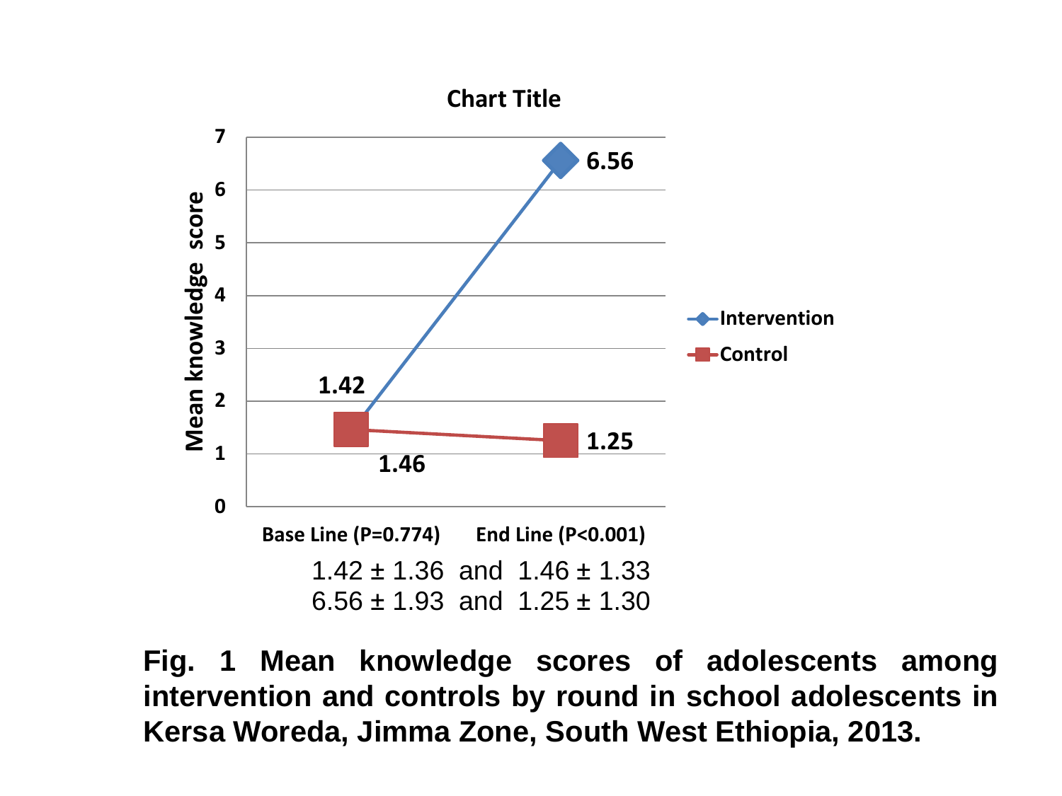Chart Title

| | Base Line (P=0.774) | End Line (P<0.001) |
|---|---|---|
| Intervention | 1.42 | 6.56 |
| Control | 1.46 | 1.25 |

1.42 ± 1.36 and 1.46 ± 1.33

6.56 ± 1.93 and 1.25 ± 1.30

**Fig. 1 Mean knowledge scores of adolescents among intervention and controls by round in school adolescents in Kersa Woreda, Jimma Zone, South West Ethiopia, 2013.**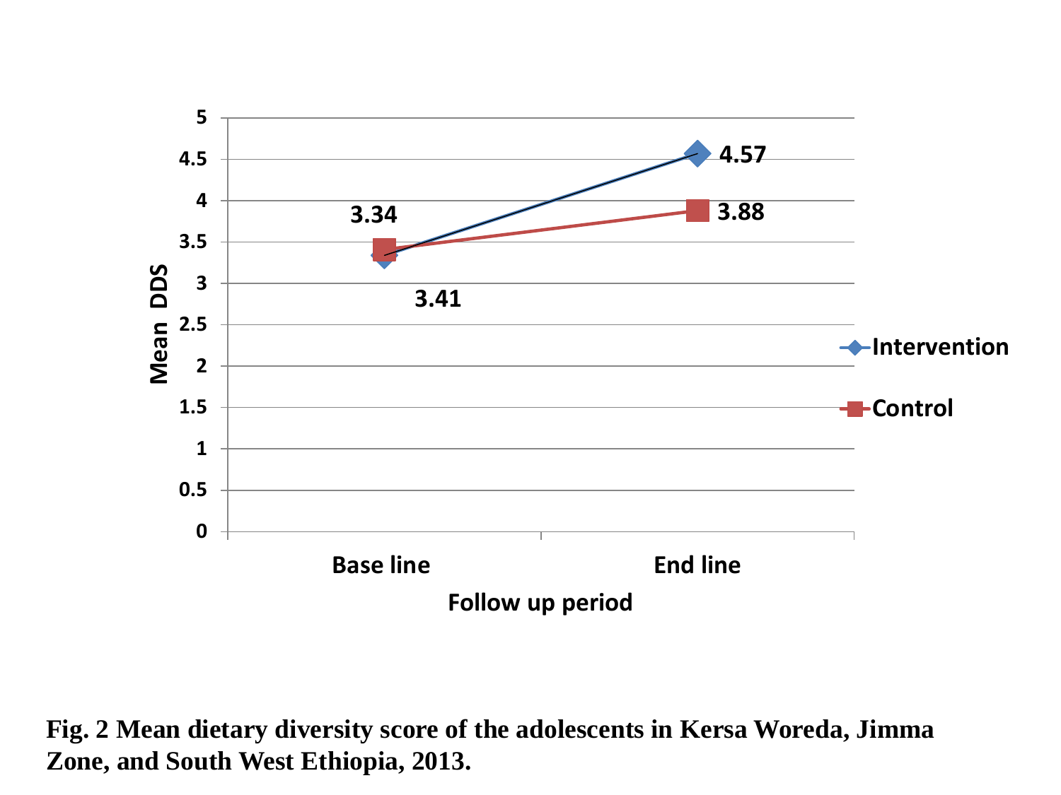**Fig. 2 Mean dietary diversity score of the adolescents in Kersa Woreda, Jimma Zone, and South West Ethiopia, 2013.**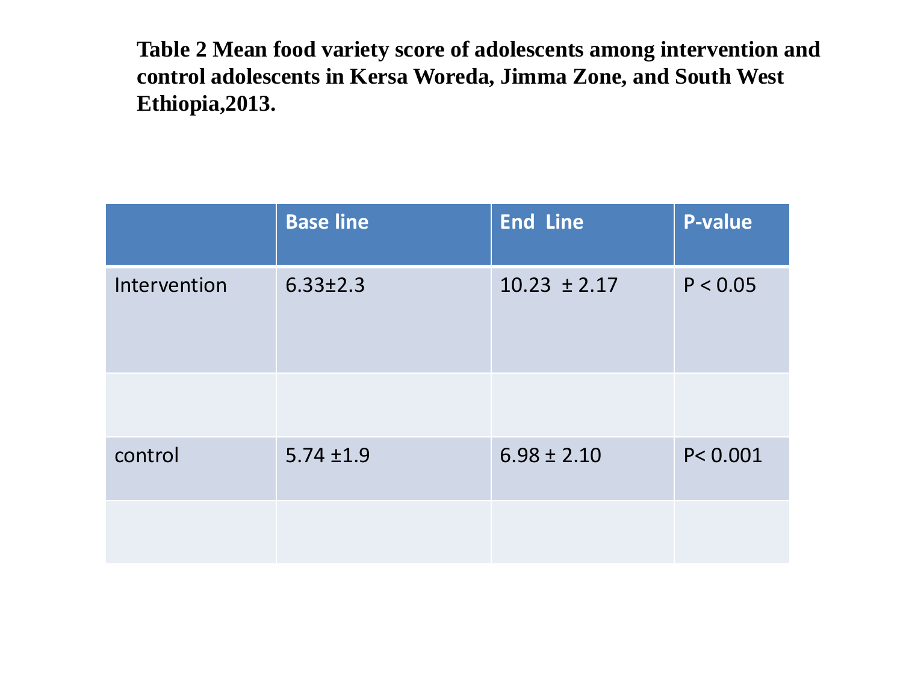**Table 2 Mean food variety score of adolescents among intervention and control adolescents in Kersa Woreda, Jimma Zone, and South West Ethiopia,2013.**

| | Base line | End Line | P-value |
|---|---|---|---|
| Intervention | 6.33±2.3 | 10.23 ± 2.17 | P < 0.05 |
| | | | |
| control | 5.74 ±1.9 | 6.98 ± 2.10 | P< 0.001 |
| | | | |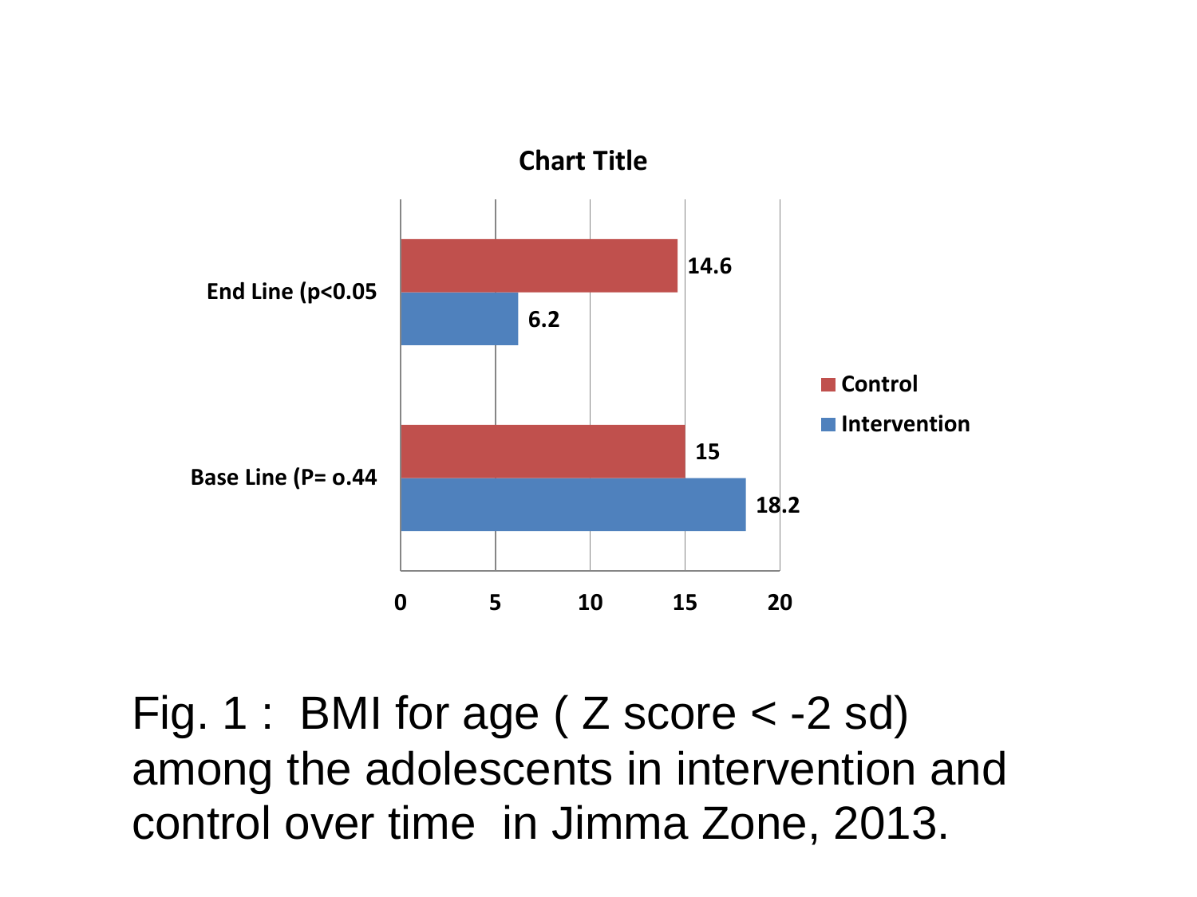**Chart Title**

| | Control | Intervention |
|---|---|---|
| End Line (p<0.05 | 14.6 | 6.2 |
| Base Line (P= o.44 | 15 | 18.2 |

Fig. 1 : BMI for age ( Z score < -2 sd) among the adolescents in intervention and control over time in Jimma Zone, 2013.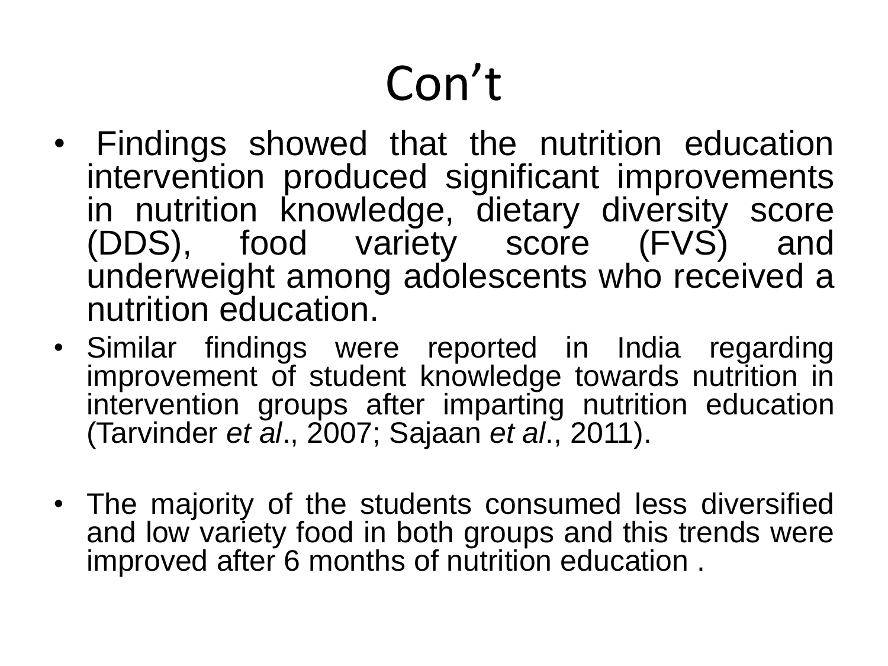# Con't

- Findings showed that the nutrition education intervention produced significant improvements in nutrition knowledge, dietary diversity score (DDS), food variety score (FVS) and underweight among adolescents who received a nutrition education.
- Similar findings were reported in India regarding improvement of student knowledge towards nutrition in intervention groups after imparting nutrition education (Tarvinder *et al*., 2007; Sajaan *et al*., 2011).
- The majority of the students consumed less diversified and low variety food in both groups and this trends were improved after 6 months of nutrition education .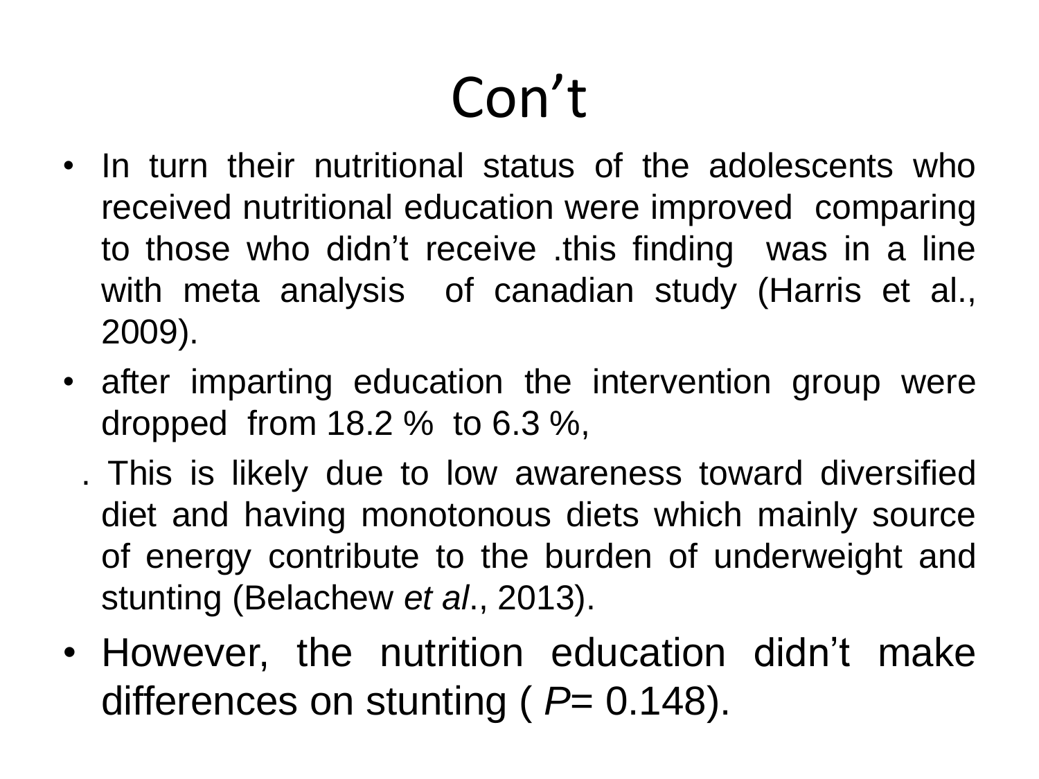# Con't

- In turn their nutritional status of the adolescents who received nutritional education were improved comparing to those who didn't receive .this finding was in a line with meta analysis of canadian study (Harris et al., 2009).
- after imparting education the intervention group were dropped from 18.2 % to 6.3 %,

  . This is likely due to low awareness toward diversified diet and having monotonous diets which mainly source of energy contribute to the burden of underweight and stunting (Belachew *et al*., 2013).
- However, the nutrition education didn't make differences on stunting ( *P*= 0.148).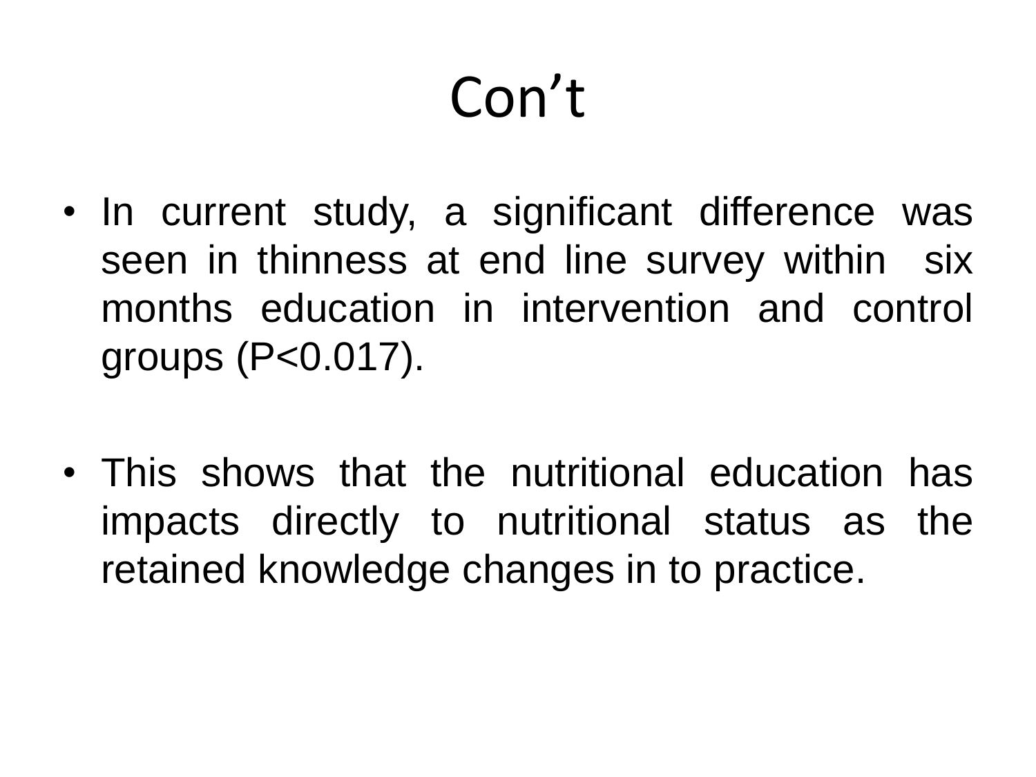# Con't

- In current study, a significant difference was seen in thinness at end line survey within six months education in intervention and control groups ($P<0.017$).

- This shows that the nutritional education has impacts directly to nutritional status as the retained knowledge changes in to practice.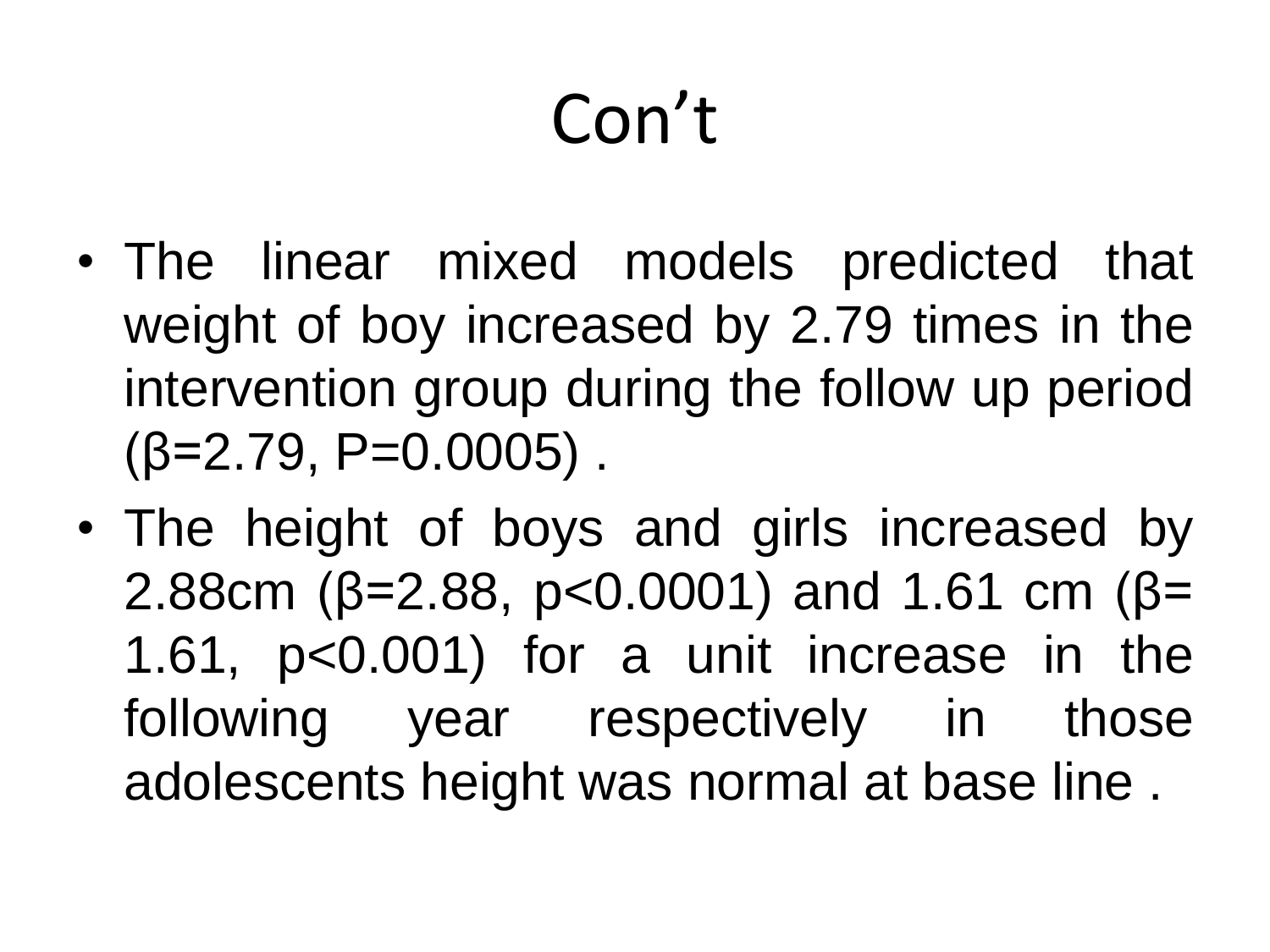# Con't

- The linear mixed models predicted that weight of boy increased by 2.79 times in the intervention group during the follow up period ($\beta$=2.79, P=0.0005) .
- The height of boys and girls increased by 2.88cm ($\beta$=2.88, $p<0.0001$) and 1.61 cm ($\beta$= 1.61, $p<0.001$) for a unit increase in the following year respectively in those adolescents height was normal at base line .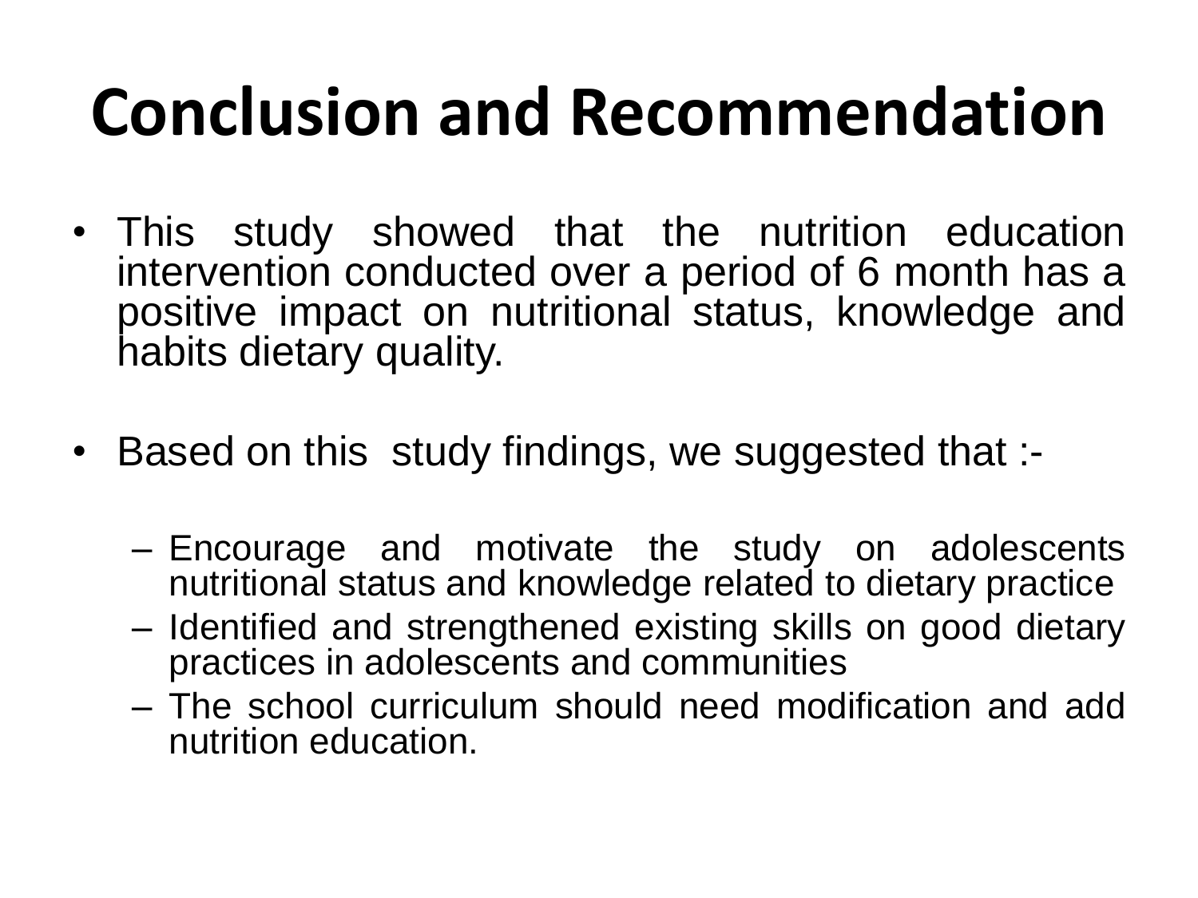# Conclusion and Recommendation

- This study showed that the nutrition education intervention conducted over a period of 6 month has a positive impact on nutritional status, knowledge and habits dietary quality.

- Based on this study findings, we suggested that :-

  – Encourage and motivate the study on adolescents nutritional status and knowledge related to dietary practice
  
  – Identified and strengthened existing skills on good dietary practices in adolescents and communities
  
  – The school curriculum should need modification and add nutrition education.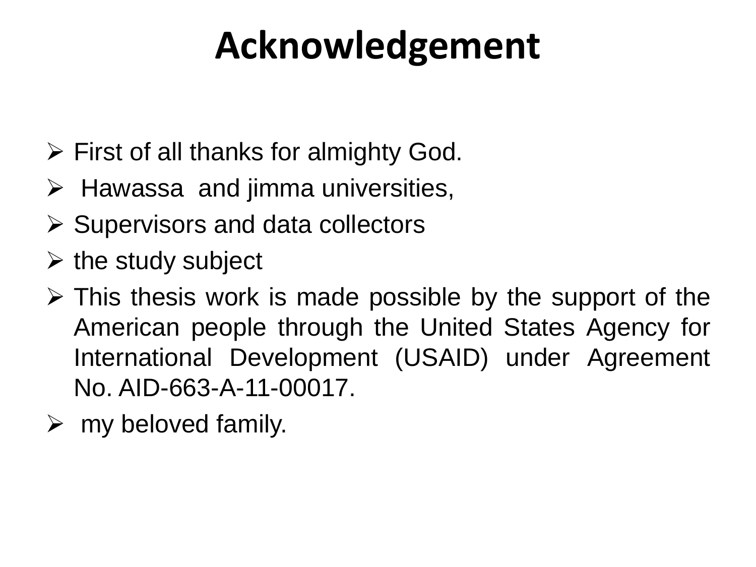# Acknowledgement

- First of all thanks for almighty God.
- Hawassa and jimma universities,
- Supervisors and data collectors
- the study subject
- This thesis work is made possible by the support of the American people through the United States Agency for International Development (USAID) under Agreement No. AID-663-A-11-00017.
- my beloved family.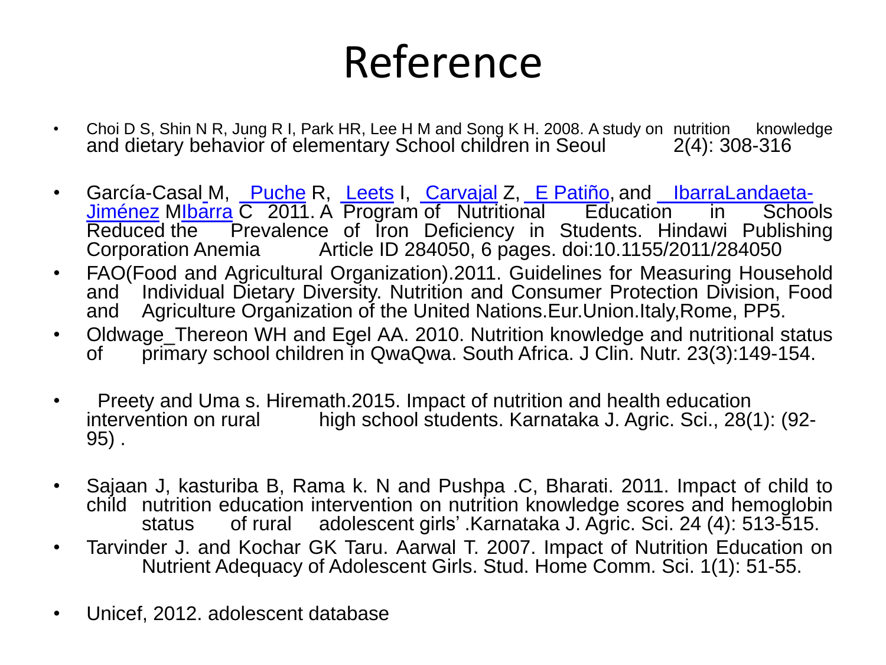# Reference

- Choi D S, Shin N R, Jung R I, Park HR, Lee H M and Song K H. 2008. A study on nutrition knowledge and dietary behavior of elementary School children in Seoul 2(4): 308-316
- García-Casal M, Puche R, Leets I, Carvajal Z, E Patiño, and IbarraLandaeta-Jiménez MIbarra C 2011. A Program of Nutritional Education in Schools Reduced the Prevalence of Iron Deficiency in Students. Hindawi Publishing Corporation Anemia Article ID 284050, 6 pages. doi:10.1155/2011/284050
- FAO(Food and Agricultural Organization).2011. Guidelines for Measuring Household and Individual Dietary Diversity. Nutrition and Consumer Protection Division, Food and Agriculture Organization of the United Nations.Eur.Union.Italy,Rome, PP5.
- Oldwage_Thereon WH and Egel AA. 2010. Nutrition knowledge and nutritional status of primary school children in QwaQwa. South Africa. J Clin. Nutr. 23(3):149-154.
- Preety and Uma s. Hiremath.2015. Impact of nutrition and health education intervention on rural high school students. Karnataka J. Agric. Sci., 28(1): (92-95) .
- Sajaan J, kasturiba B, Rama k. N and Pushpa .C, Bharati. 2011. Impact of child to child nutrition education intervention on nutrition knowledge scores and hemoglobin status of rural adolescent girls' .Karnataka J. Agric. Sci. 24 (4): 513-515.
- Tarvinder J. and Kochar GK Taru. Aarwal T. 2007. Impact of Nutrition Education on Nutrient Adequacy of Adolescent Girls. Stud. Home Comm. Sci. 1(1): 51-55.
- Unicef, 2012. adolescent database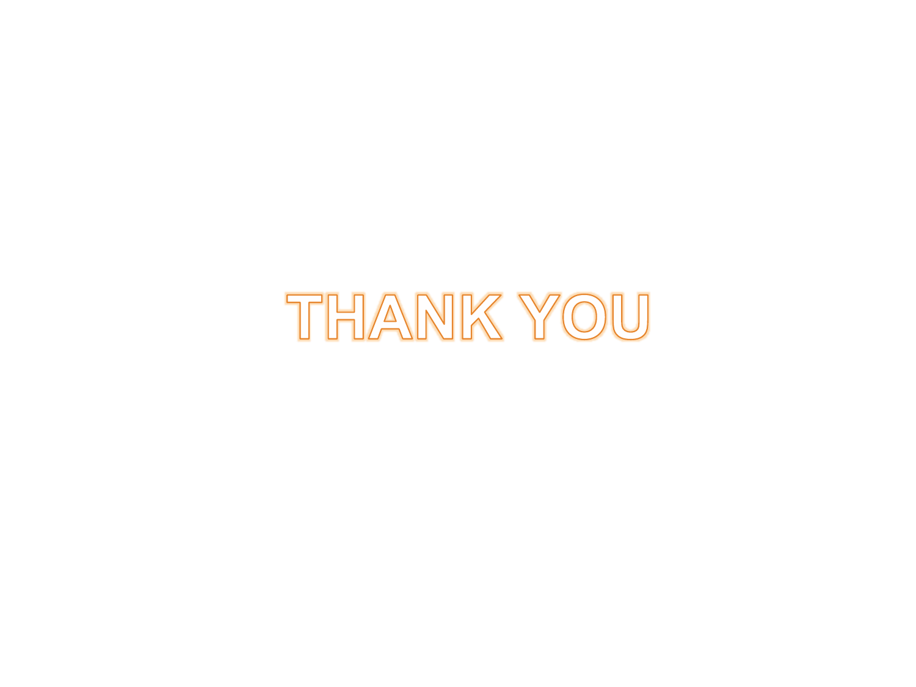# THANK YOU